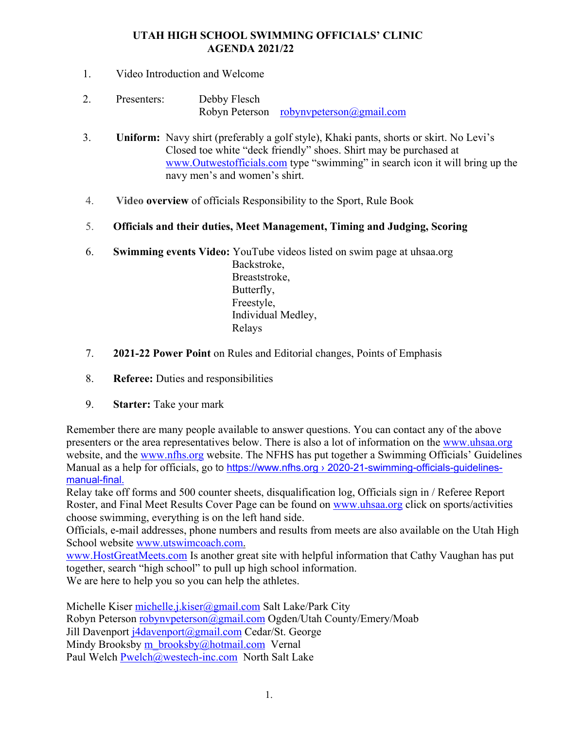# UTAH HIGH SCHOOL SWIMMING OFFICIALS' CLINIC
## AGENDA 2021/22

1. Video Introduction and Welcome

2. Presenters: Debby Flesch
   Robyn Peterson robynvpeterson@gmail.com

3. **Uniform:** Navy shirt (preferably a golf style), Khaki pants, shorts or skirt. No Levi's Closed toe white "deck friendly" shoes. Shirt may be purchased at www.Outwestofficials.com type "swimming" in search icon it will bring up the navy men's and women's shirt.

4. Video **overview** of officials Responsibility to the Sport, Rule Book

5. **Officials and their duties, Meet Management, Timing and Judging, Scoring**

6. **Swimming events Video:** YouTube videos listed on swim page at uhsaa.org
   - Backstroke,
   - Breaststroke,
   - Butterfly,
   - Freestyle,
   - Individual Medley,
   - Relays

7. **2021-22 Power Point** on Rules and Editorial changes, Points of Emphasis

8. **Referee:** Duties and responsibilities

9. **Starter:** Take your mark

Remember there are many people available to answer questions. You can contact any of the above presenters or the area representatives below. There is also a lot of information on the www.uhsaa.org website, and the www.nfhs.org website. The NFHS has put together a Swimming Officials' Guidelines Manual as a help for officials, go to https://www.nfhs.org › 2020-21-swimming-officials-guidelines-manual-final.

Relay take off forms and 500 counter sheets, disqualification log, Officials sign in / Referee Report Roster, and Final Meet Results Cover Page can be found on www.uhsaa.org click on sports/activities choose swimming, everything is on the left hand side.

Officials, e-mail addresses, phone numbers and results from meets are also available on the Utah High School website www.utswimcoach.com.

www.HostGreatMeets.com Is another great site with helpful information that Cathy Vaughan has put together, search "high school" to pull up high school information.

We are here to help you so you can help the athletes.

Michelle Kiser michelle.j.kiser@gmail.com Salt Lake/Park City
Robyn Peterson robynvpeterson@gmail.com Ogden/Utah County/Emery/Moab
Jill Davenport j4davenport@gmail.com Cedar/St. George
Mindy Brooksby m_brooksby@hotmail.com Vernal
Paul Welch Pwelch@westech-inc.com North Salt Lake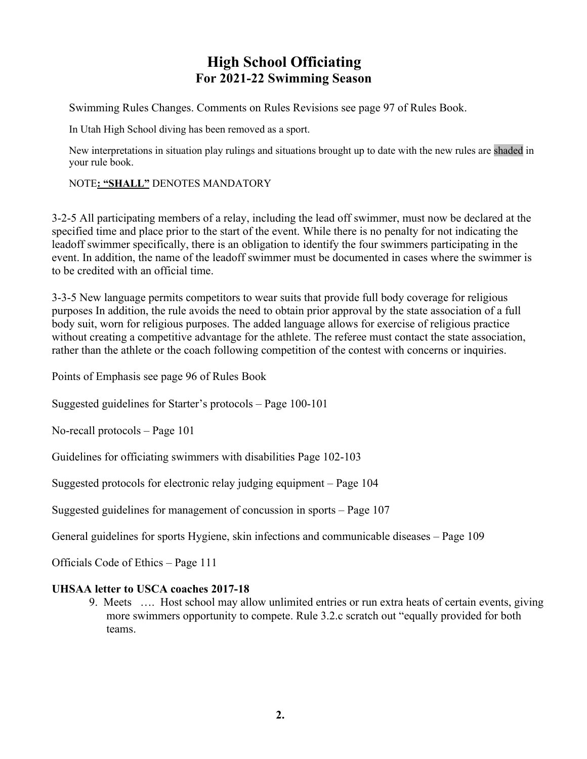# High School Officiating
## For 2021-22 Swimming Season

Swimming Rules Changes. Comments on Rules Revisions see page 97 of Rules Book.

In Utah High School diving has been removed as a sport.

New interpretations in situation play rulings and situations brought up to date with the new rules are shaded in your rule book.

NOTE: **"SHALL"** DENOTES MANDATORY

3-2-5 All participating members of a relay, including the lead off swimmer, must now be declared at the specified time and place prior to the start of the event. While there is no penalty for not indicating the leadoff swimmer specifically, there is an obligation to identify the four swimmers participating in the event. In addition, the name of the leadoff swimmer must be documented in cases where the swimmer is to be credited with an official time.

3-3-5 New language permits competitors to wear suits that provide full body coverage for religious purposes In addition, the rule avoids the need to obtain prior approval by the state association of a full body suit, worn for religious purposes. The added language allows for exercise of religious practice without creating a competitive advantage for the athlete. The referee must contact the state association, rather than the athlete or the coach following competition of the contest with concerns or inquiries.

Points of Emphasis see page 96 of Rules Book

Suggested guidelines for Starter's protocols – Page 100-101

No-recall protocols – Page 101

Guidelines for officiating swimmers with disabilities Page 102-103

Suggested protocols for electronic relay judging equipment – Page 104

Suggested guidelines for management of concussion in sports – Page 107

General guidelines for sports Hygiene, skin infections and communicable diseases – Page 109

Officials Code of Ethics – Page 111

**UHSAA letter to USCA coaches 2017-18**

9. Meets …. Host school may allow unlimited entries or run extra heats of certain events, giving more swimmers opportunity to compete. Rule 3.2.c scratch out "equally provided for both teams.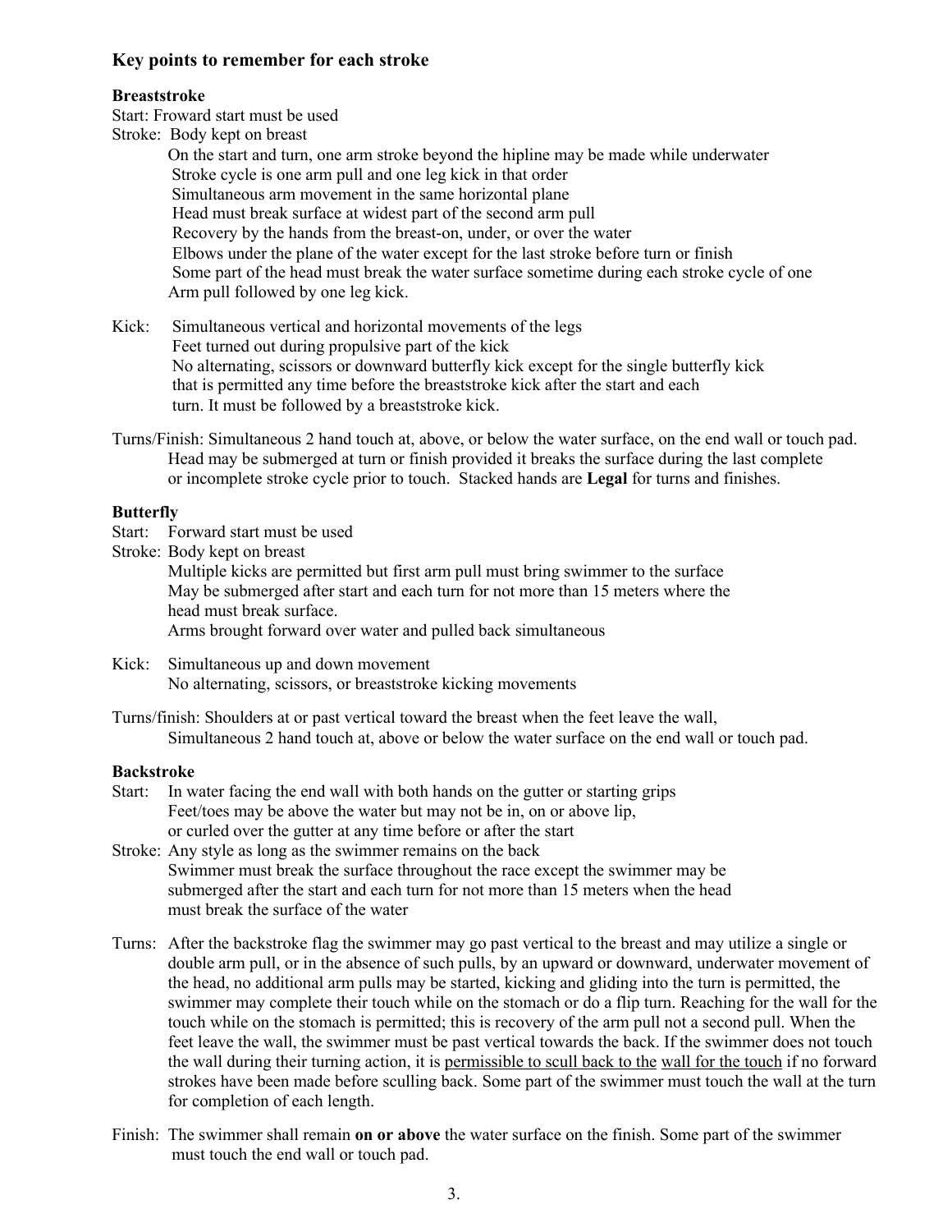### Key points to remember for each stroke

**Breaststroke**

Start: Froward start must be used

Stroke: Body kept on breast

On the start and turn, one arm stroke beyond the hipline may be made while underwater
Stroke cycle is one arm pull and one leg kick in that order
Simultaneous arm movement in the same horizontal plane
Head must break surface at widest part of the second arm pull
Recovery by the hands from the breast-on, under, or over the water
Elbows under the plane of the water except for the last stroke before turn or finish
Some part of the head must break the water surface sometime during each stroke cycle of one Arm pull followed by one leg kick.

Kick: Simultaneous vertical and horizontal movements of the legs
Feet turned out during propulsive part of the kick
No alternating, scissors or downward butterfly kick except for the single butterfly kick that is permitted any time before the breaststroke kick after the start and each turn. It must be followed by a breaststroke kick.

Turns/Finish: Simultaneous 2 hand touch at, above, or below the water surface, on the end wall or touch pad. Head may be submerged at turn or finish provided it breaks the surface during the last complete or incomplete stroke cycle prior to touch. Stacked hands are **Legal** for turns and finishes.

**Butterfly**

Start: Forward start must be used

Stroke: Body kept on breast
Multiple kicks are permitted but first arm pull must bring swimmer to the surface
May be submerged after start and each turn for not more than 15 meters where the head must break surface.
Arms brought forward over water and pulled back simultaneous

Kick: Simultaneous up and down movement
No alternating, scissors, or breaststroke kicking movements

Turns/finish: Shoulders at or past vertical toward the breast when the feet leave the wall,
Simultaneous 2 hand touch at, above or below the water surface on the end wall or touch pad.

**Backstroke**

Start: In water facing the end wall with both hands on the gutter or starting grips
Feet/toes may be above the water but may not be in, on or above lip, or curled over the gutter at any time before or after the start

Stroke: Any style as long as the swimmer remains on the back
Swimmer must break the surface throughout the race except the swimmer may be submerged after the start and each turn for not more than 15 meters when the head must break the surface of the water

Turns: After the backstroke flag the swimmer may go past vertical to the breast and may utilize a single or double arm pull, or in the absence of such pulls, by an upward or downward, underwater movement of the head, no additional arm pulls may be started, kicking and gliding into the turn is permitted, the swimmer may complete their touch while on the stomach or do a flip turn. Reaching for the wall for the touch while on the stomach is permitted; this is recovery of the arm pull not a second pull. When the feet leave the wall, the swimmer must be past vertical towards the back. If the swimmer does not touch the wall during their turning action, it is permissible to scull back to the wall for the touch if no forward strokes have been made before sculling back. Some part of the swimmer must touch the wall at the turn for completion of each length.

Finish: The swimmer shall remain **on or above** the water surface on the finish. Some part of the swimmer must touch the end wall or touch pad.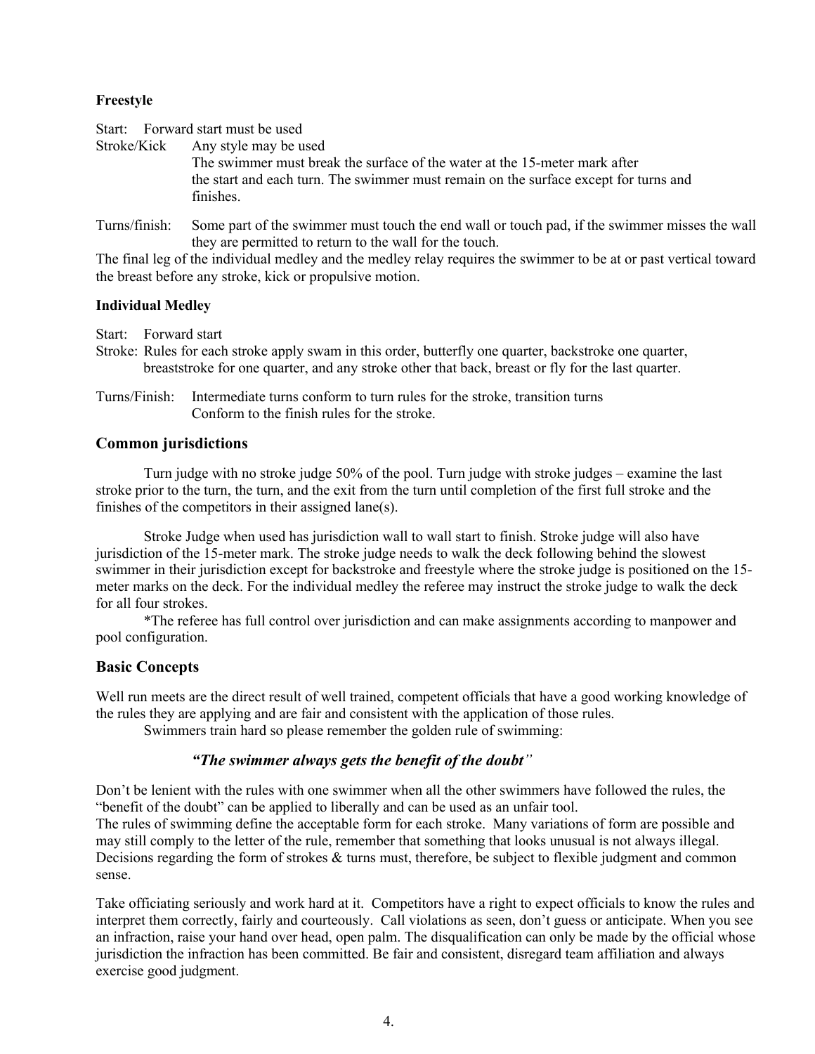**Freestyle**

Start: Forward start must be used

Stroke/Kick Any style may be used
The swimmer must break the surface of the water at the 15-meter mark after the start and each turn. The swimmer must remain on the surface except for turns and finishes.

Turns/finish: Some part of the swimmer must touch the end wall or touch pad, if the swimmer misses the wall they are permitted to return to the wall for the touch.

The final leg of the individual medley and the medley relay requires the swimmer to be at or past vertical toward the breast before any stroke, kick or propulsive motion.

**Individual Medley**

Start: Forward start

Stroke: Rules for each stroke apply swam in this order, butterfly one quarter, backstroke one quarter, breaststroke for one quarter, and any stroke other that back, breast or fly for the last quarter.

Turns/Finish: Intermediate turns conform to turn rules for the stroke, transition turns Conform to the finish rules for the stroke.

## Common jurisdictions

Turn judge with no stroke judge 50% of the pool. Turn judge with stroke judges – examine the last stroke prior to the turn, the turn, and the exit from the turn until completion of the first full stroke and the finishes of the competitors in their assigned lane(s).

Stroke Judge when used has jurisdiction wall to wall start to finish. Stroke judge will also have jurisdiction of the 15-meter mark. The stroke judge needs to walk the deck following behind the slowest swimmer in their jurisdiction except for backstroke and freestyle where the stroke judge is positioned on the 15-meter marks on the deck. For the individual medley the referee may instruct the stroke judge to walk the deck for all four strokes.

*The referee has full control over jurisdiction and can make assignments according to manpower and pool configuration.

## Basic Concepts

Well run meets are the direct result of well trained, competent officials that have a good working knowledge of the rules they are applying and are fair and consistent with the application of those rules.

Swimmers train hard so please remember the golden rule of swimming:

***"The swimmer always gets the benefit of the doubt"***

Don't be lenient with the rules with one swimmer when all the other swimmers have followed the rules, the "benefit of the doubt" can be applied to liberally and can be used as an unfair tool.

The rules of swimming define the acceptable form for each stroke. Many variations of form are possible and may still comply to the letter of the rule, remember that something that looks unusual is not always illegal. Decisions regarding the form of strokes & turns must, therefore, be subject to flexible judgment and common sense.

Take officiating seriously and work hard at it. Competitors have a right to expect officials to know the rules and interpret them correctly, fairly and courteously. Call violations as seen, don't guess or anticipate. When you see an infraction, raise your hand over head, open palm. The disqualification can only be made by the official whose jurisdiction the infraction has been committed. Be fair and consistent, disregard team affiliation and always exercise good judgment.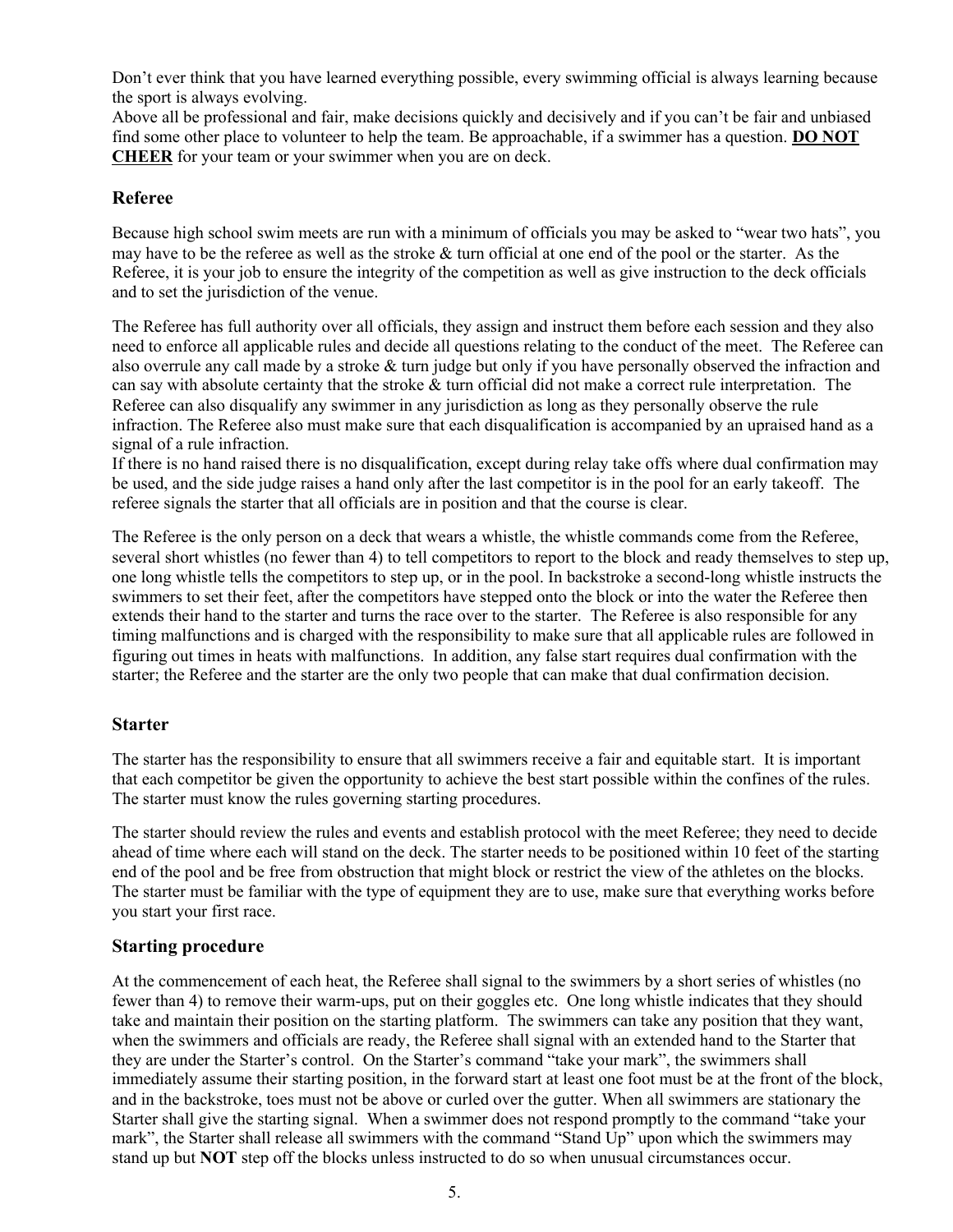Don't ever think that you have learned everything possible, every swimming official is always learning because the sport is always evolving.
Above all be professional and fair, make decisions quickly and decisively and if you can't be fair and unbiased find some other place to volunteer to help the team. Be approachable, if a swimmer has a question. **DO NOT CHEER** for your team or your swimmer when you are on deck.

### Referee

Because high school swim meets are run with a minimum of officials you may be asked to "wear two hats", you may have to be the referee as well as the stroke & turn official at one end of the pool or the starter. As the Referee, it is your job to ensure the integrity of the competition as well as give instruction to the deck officials and to set the jurisdiction of the venue.

The Referee has full authority over all officials, they assign and instruct them before each session and they also need to enforce all applicable rules and decide all questions relating to the conduct of the meet. The Referee can also overrule any call made by a stroke & turn judge but only if you have personally observed the infraction and can say with absolute certainty that the stroke & turn official did not make a correct rule interpretation. The Referee can also disqualify any swimmer in any jurisdiction as long as they personally observe the rule infraction. The Referee also must make sure that each disqualification is accompanied by an upraised hand as a signal of a rule infraction.
If there is no hand raised there is no disqualification, except during relay take offs where dual confirmation may be used, and the side judge raises a hand only after the last competitor is in the pool for an early takeoff. The referee signals the starter that all officials are in position and that the course is clear.

The Referee is the only person on a deck that wears a whistle, the whistle commands come from the Referee, several short whistles (no fewer than 4) to tell competitors to report to the block and ready themselves to step up, one long whistle tells the competitors to step up, or in the pool. In backstroke a second-long whistle instructs the swimmers to set their feet, after the competitors have stepped onto the block or into the water the Referee then extends their hand to the starter and turns the race over to the starter. The Referee is also responsible for any timing malfunctions and is charged with the responsibility to make sure that all applicable rules are followed in figuring out times in heats with malfunctions. In addition, any false start requires dual confirmation with the starter; the Referee and the starter are the only two people that can make that dual confirmation decision.

### Starter

The starter has the responsibility to ensure that all swimmers receive a fair and equitable start. It is important that each competitor be given the opportunity to achieve the best start possible within the confines of the rules. The starter must know the rules governing starting procedures.

The starter should review the rules and events and establish protocol with the meet Referee; they need to decide ahead of time where each will stand on the deck. The starter needs to be positioned within 10 feet of the starting end of the pool and be free from obstruction that might block or restrict the view of the athletes on the blocks. The starter must be familiar with the type of equipment they are to use, make sure that everything works before you start your first race.

### Starting procedure

At the commencement of each heat, the Referee shall signal to the swimmers by a short series of whistles (no fewer than 4) to remove their warm-ups, put on their goggles etc. One long whistle indicates that they should take and maintain their position on the starting platform. The swimmers can take any position that they want, when the swimmers and officials are ready, the Referee shall signal with an extended hand to the Starter that they are under the Starter's control. On the Starter's command "take your mark", the swimmers shall immediately assume their starting position, in the forward start at least one foot must be at the front of the block, and in the backstroke, toes must not be above or curled over the gutter. When all swimmers are stationary the Starter shall give the starting signal. When a swimmer does not respond promptly to the command "take your mark", the Starter shall release all swimmers with the command "Stand Up" upon which the swimmers may stand up but **NOT** step off the blocks unless instructed to do so when unusual circumstances occur.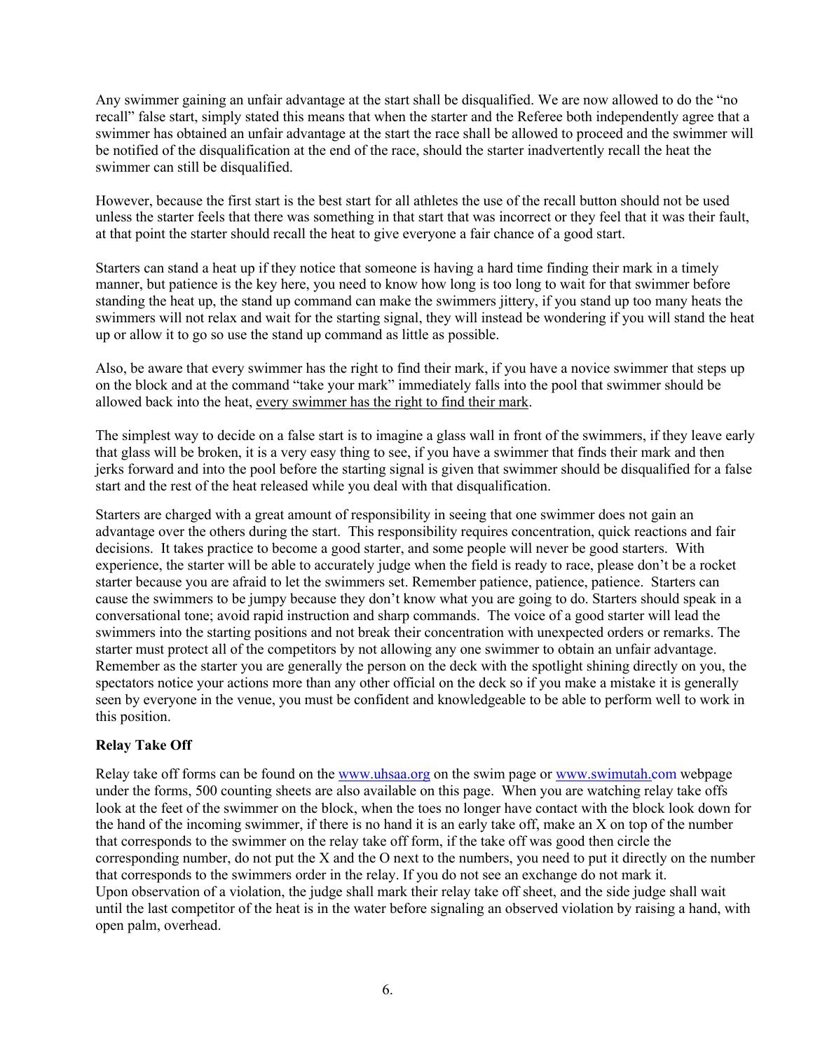Any swimmer gaining an unfair advantage at the start shall be disqualified. We are now allowed to do the "no recall" false start, simply stated this means that when the starter and the Referee both independently agree that a swimmer has obtained an unfair advantage at the start the race shall be allowed to proceed and the swimmer will be notified of the disqualification at the end of the race, should the starter inadvertently recall the heat the swimmer can still be disqualified.

However, because the first start is the best start for all athletes the use of the recall button should not be used unless the starter feels that there was something in that start that was incorrect or they feel that it was their fault, at that point the starter should recall the heat to give everyone a fair chance of a good start.

Starters can stand a heat up if they notice that someone is having a hard time finding their mark in a timely manner, but patience is the key here, you need to know how long is too long to wait for that swimmer before standing the heat up, the stand up command can make the swimmers jittery, if you stand up too many heats the swimmers will not relax and wait for the starting signal, they will instead be wondering if you will stand the heat up or allow it to go so use the stand up command as little as possible.

Also, be aware that every swimmer has the right to find their mark, if you have a novice swimmer that steps up on the block and at the command "take your mark" immediately falls into the pool that swimmer should be allowed back into the heat, <u>every swimmer has the right to find their mark</u>.

The simplest way to decide on a false start is to imagine a glass wall in front of the swimmers, if they leave early that glass will be broken, it is a very easy thing to see, if you have a swimmer that finds their mark and then jerks forward and into the pool before the starting signal is given that swimmer should be disqualified for a false start and the rest of the heat released while you deal with that disqualification.

Starters are charged with a great amount of responsibility in seeing that one swimmer does not gain an advantage over the others during the start. This responsibility requires concentration, quick reactions and fair decisions. It takes practice to become a good starter, and some people will never be good starters. With experience, the starter will be able to accurately judge when the field is ready to race, please don't be a rocket starter because you are afraid to let the swimmers set. Remember patience, patience, patience. Starters can cause the swimmers to be jumpy because they don't know what you are going to do. Starters should speak in a conversational tone; avoid rapid instruction and sharp commands. The voice of a good starter will lead the swimmers into the starting positions and not break their concentration with unexpected orders or remarks. The starter must protect all of the competitors by not allowing any one swimmer to obtain an unfair advantage. Remember as the starter you are generally the person on the deck with the spotlight shining directly on you, the spectators notice your actions more than any other official on the deck so if you make a mistake it is generally seen by everyone in the venue, you must be confident and knowledgeable to be able to perform well to work in this position.

**Relay Take Off**

Relay take off forms can be found on the www.uhsaa.org on the swim page or www.swimutah.com webpage under the forms, 500 counting sheets are also available on this page. When you are watching relay take offs look at the feet of the swimmer on the block, when the toes no longer have contact with the block look down for the hand of the incoming swimmer, if there is no hand it is an early take off, make an X on top of the number that corresponds to the swimmer on the relay take off form, if the take off was good then circle the corresponding number, do not put the X and the O next to the numbers, you need to put it directly on the number that corresponds to the swimmers order in the relay. If you do not see an exchange do not mark it.
Upon observation of a violation, the judge shall mark their relay take off sheet, and the side judge shall wait until the last competitor of the heat is in the water before signaling an observed violation by raising a hand, with open palm, overhead.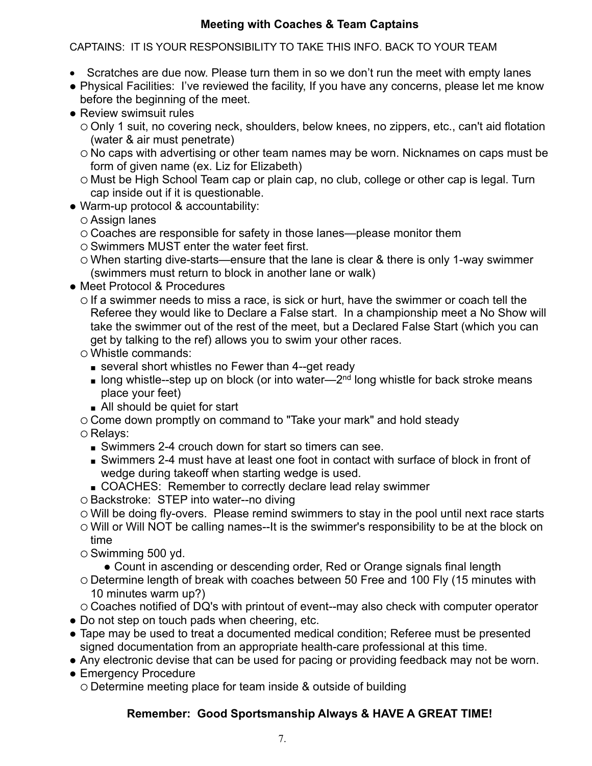## Meeting with Coaches & Team Captains

CAPTAINS: IT IS YOUR RESPONSIBILITY TO TAKE THIS INFO. BACK TO YOUR TEAM

- Scratches are due now. Please turn them in so we don't run the meet with empty lanes
- Physical Facilities: I've reviewed the facility, If you have any concerns, please let me know before the beginning of the meet.
- Review swimsuit rules
  - Only 1 suit, no covering neck, shoulders, below knees, no zippers, etc., can't aid flotation (water & air must penetrate)
  - No caps with advertising or other team names may be worn. Nicknames on caps must be form of given name (ex. Liz for Elizabeth)
  - Must be High School Team cap or plain cap, no club, college or other cap is legal. Turn cap inside out if it is questionable.
- Warm-up protocol & accountability:
  - Assign lanes
  - Coaches are responsible for safety in those lanes—please monitor them
  - Swimmers MUST enter the water feet first.
  - When starting dive-starts—ensure that the lane is clear & there is only 1-way swimmer (swimmers must return to block in another lane or walk)
- Meet Protocol & Procedures
  - If a swimmer needs to miss a race, is sick or hurt, have the swimmer or coach tell the Referee they would like to Declare a False start. In a championship meet a No Show will take the swimmer out of the rest of the meet, but a Declared False Start (which you can get by talking to the ref) allows you to swim your other races.
  - Whistle commands:
    - several short whistles no Fewer than 4--get ready
    - long whistle--step up on block (or into water—2nd long whistle for back stroke means place your feet)
    - All should be quiet for start
  - Come down promptly on command to "Take your mark" and hold steady
  - Relays:
    - Swimmers 2-4 crouch down for start so timers can see.
    - Swimmers 2-4 must have at least one foot in contact with surface of block in front of wedge during takeoff when starting wedge is used.
    - COACHES: Remember to correctly declare lead relay swimmer
  - Backstroke: STEP into water--no diving
  - Will be doing fly-overs. Please remind swimmers to stay in the pool until next race starts
  - Will or Will NOT be calling names--It is the swimmer's responsibility to be at the block on time
  - Swimming 500 yd.
    - Count in ascending or descending order, Red or Orange signals final length
  - Determine length of break with coaches between 50 Free and 100 Fly (15 minutes with 10 minutes warm up?)
  - Coaches notified of DQ's with printout of event--may also check with computer operator
- Do not step on touch pads when cheering, etc.
- Tape may be used to treat a documented medical condition; Referee must be presented signed documentation from an appropriate health-care professional at this time.
- Any electronic devise that can be used for pacing or providing feedback may not be worn.
- Emergency Procedure
  - Determine meeting place for team inside & outside of building

**Remember: Good Sportsmanship Always & HAVE A GREAT TIME!**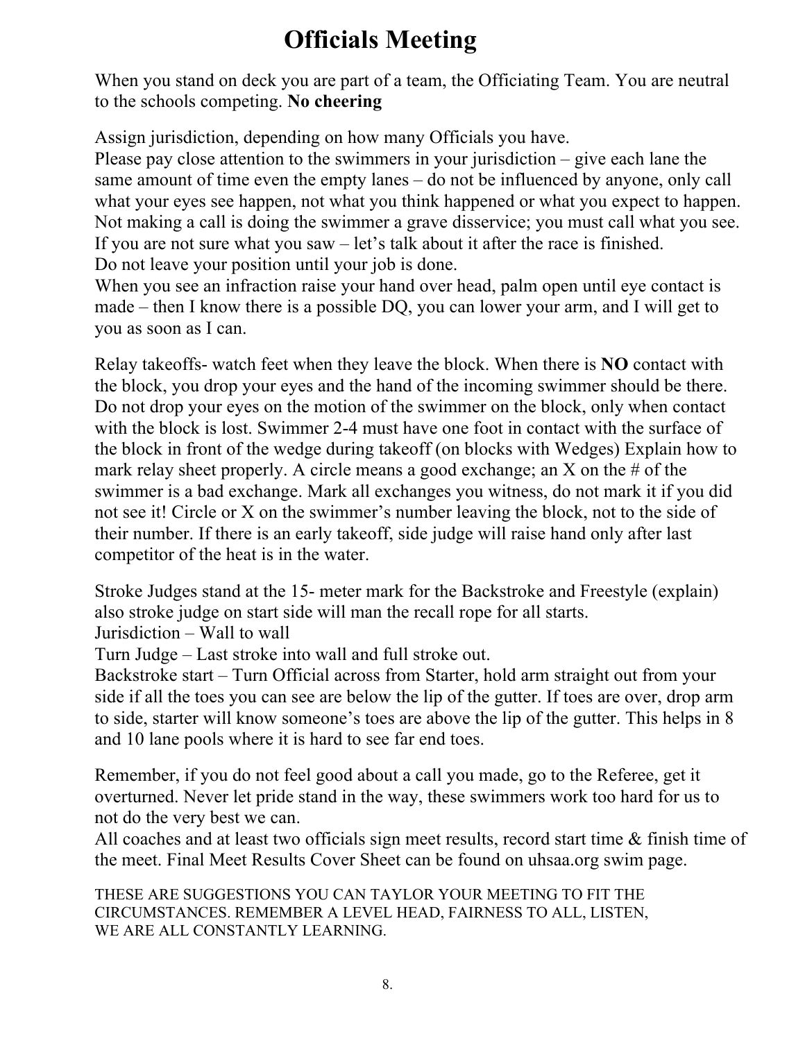# Officials Meeting

When you stand on deck you are part of a team, the Officiating Team. You are neutral to the schools competing. **No cheering**

Assign jurisdiction, depending on how many Officials you have.
Please pay close attention to the swimmers in your jurisdiction – give each lane the same amount of time even the empty lanes – do not be influenced by anyone, only call what your eyes see happen, not what you think happened or what you expect to happen. Not making a call is doing the swimmer a grave disservice; you must call what you see. If you are not sure what you saw – let's talk about it after the race is finished.
Do not leave your position until your job is done.
When you see an infraction raise your hand over head, palm open until eye contact is made – then I know there is a possible DQ, you can lower your arm, and I will get to you as soon as I can.

Relay takeoffs- watch feet when they leave the block. When there is **NO** contact with the block, you drop your eyes and the hand of the incoming swimmer should be there. Do not drop your eyes on the motion of the swimmer on the block, only when contact with the block is lost. Swimmer 2-4 must have one foot in contact with the surface of the block in front of the wedge during takeoff (on blocks with Wedges) Explain how to mark relay sheet properly. A circle means a good exchange; an X on the # of the swimmer is a bad exchange. Mark all exchanges you witness, do not mark it if you did not see it! Circle or X on the swimmer's number leaving the block, not to the side of their number. If there is an early takeoff, side judge will raise hand only after last competitor of the heat is in the water.

Stroke Judges stand at the 15- meter mark for the Backstroke and Freestyle (explain) also stroke judge on start side will man the recall rope for all starts.
Jurisdiction – Wall to wall
Turn Judge – Last stroke into wall and full stroke out.
Backstroke start – Turn Official across from Starter, hold arm straight out from your side if all the toes you can see are below the lip of the gutter. If toes are over, drop arm to side, starter will know someone's toes are above the lip of the gutter. This helps in 8 and 10 lane pools where it is hard to see far end toes.

Remember, if you do not feel good about a call you made, go to the Referee, get it overturned. Never let pride stand in the way, these swimmers work too hard for us to not do the very best we can.
All coaches and at least two officials sign meet results, record start time & finish time of the meet. Final Meet Results Cover Sheet can be found on uhsaa.org swim page.

THESE ARE SUGGESTIONS YOU CAN TAYLOR YOUR MEETING TO FIT THE CIRCUMSTANCES. REMEMBER A LEVEL HEAD, FAIRNESS TO ALL, LISTEN, WE ARE ALL CONSTANTLY LEARNING.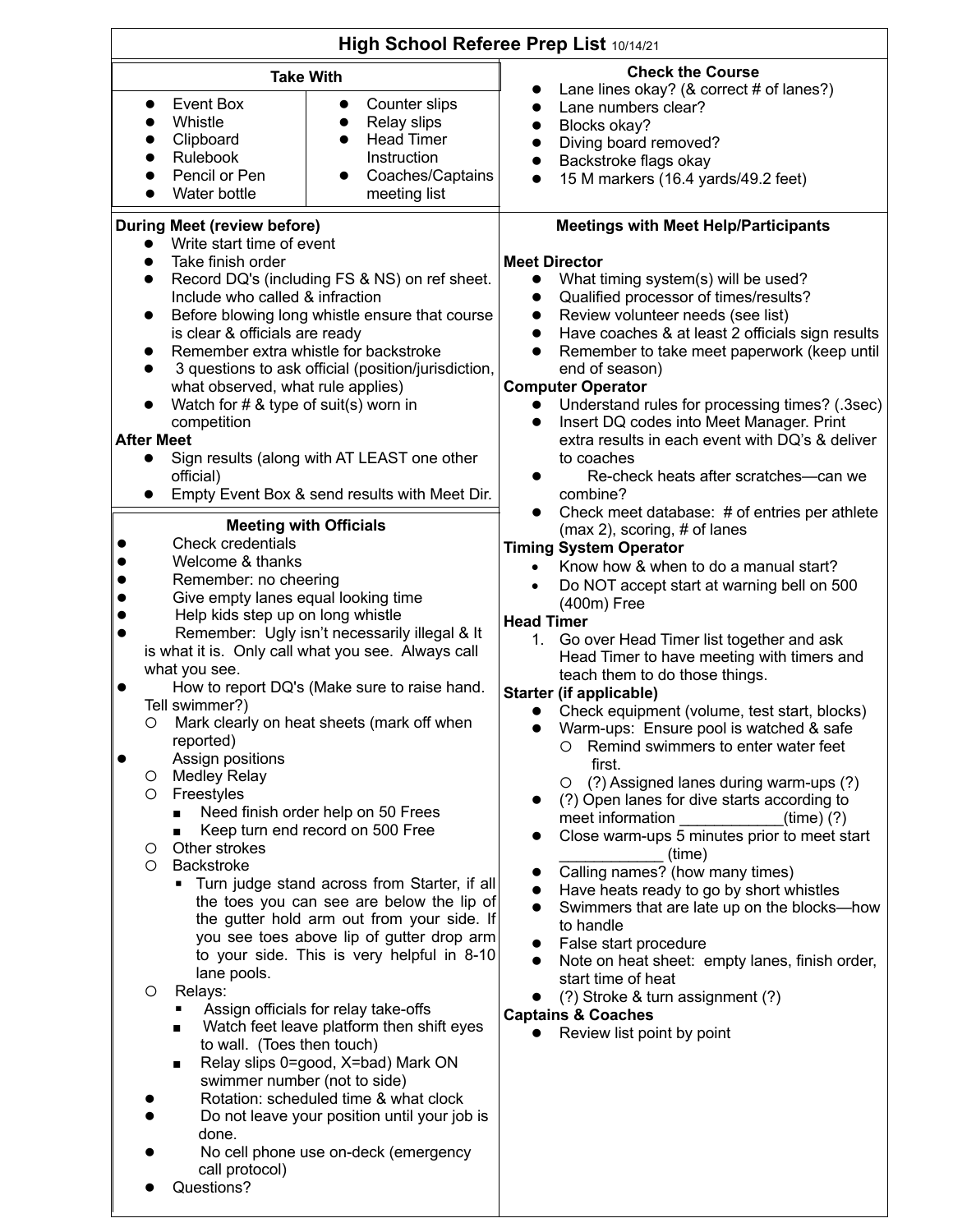# High School Referee Prep List 10/14/21

## Take With

- Event Box
- Whistle
- Clipboard
- Rulebook
- Pencil or Pen
- Water bottle
- Counter slips
- Relay slips
- Head Timer Instruction
- Coaches/Captains meeting list

## During Meet (review before)

- Write start time of event
- Take finish order
- Record DQ's (including FS & NS) on ref sheet. Include who called & infraction
- Before blowing long whistle ensure that course is clear & officials are ready
- Remember extra whistle for backstroke
- 3 questions to ask official (position/jurisdiction, what observed, what rule applies)
- Watch for # & type of suit(s) worn in competition

## After Meet

- Sign results (along with AT LEAST one other official)
- Empty Event Box & send results with Meet Dir.

## Meeting with Officials

- Check credentials
- Welcome & thanks
- Remember: no cheering
- Give empty lanes equal looking time
- Help kids step up on long whistle
- Remember: Ugly isn't necessarily illegal & It is what it is. Only call what you see. Always call what you see.
- How to report DQ's (Make sure to raise hand. Tell swimmer?)
  - Mark clearly on heat sheets (mark off when reported)
- Assign positions
  - Medley Relay
  - Freestyles
    - Need finish order help on 50 Frees
    - Keep turn end record on 500 Free
  - Other strokes
  - Backstroke
    - Turn judge stand across from Starter, if all the toes you can see are below the lip of the gutter hold arm out from your side. If you see toes above lip of gutter drop arm to your side. This is very helpful in 8-10 lane pools.
  - Relays:
    - Assign officials for relay take-offs
    - Watch feet leave platform then shift eyes to wall. (Toes then touch)
    - Relay slips 0=good, X=bad) Mark ON swimmer number (not to side)
- Rotation: scheduled time & what clock
- Do not leave your position until your job is done.
- No cell phone use on-deck (emergency call protocol)
- Questions?

## Check the Course

- Lane lines okay? (& correct # of lanes?)
- Lane numbers clear?
- Blocks okay?
- Diving board removed?
- Backstroke flags okay
- 15 M markers (16.4 yards/49.2 feet)

## Meetings with Meet Help/Participants

**Meet Director**

- What timing system(s) will be used?
- Qualified processor of times/results?
- Review volunteer needs (see list)
- Have coaches & at least 2 officials sign results
- Remember to take meet paperwork (keep until end of season)

**Computer Operator**

- Understand rules for processing times? (.3sec)
- Insert DQ codes into Meet Manager. Print extra results in each event with DQ's & deliver to coaches
- Re-check heats after scratches—can we combine?
- Check meet database: # of entries per athlete (max 2), scoring, # of lanes

**Timing System Operator**

- Know how & when to do a manual start?
- Do NOT accept start at warning bell on 500 (400m) Free

**Head Timer**

1. Go over Head Timer list together and ask Head Timer to have meeting with timers and teach them to do those things.

**Starter (if applicable)**

- Check equipment (volume, test start, blocks)
- Warm-ups: Ensure pool is watched & safe
  - Remind swimmers to enter water feet first.
  - (?) Assigned lanes during warm-ups (?)
- (?) Open lanes for dive starts according to meet information ____________(time) (?)
- Close warm-ups 5 minutes prior to meet start ____________ (time)
- Calling names? (how many times)
- Have heats ready to go by short whistles
- Swimmers that are late up on the blocks—how to handle
- False start procedure
- Note on heat sheet: empty lanes, finish order, start time of heat
- (?) Stroke & turn assignment (?)

**Captains & Coaches**

- Review list point by point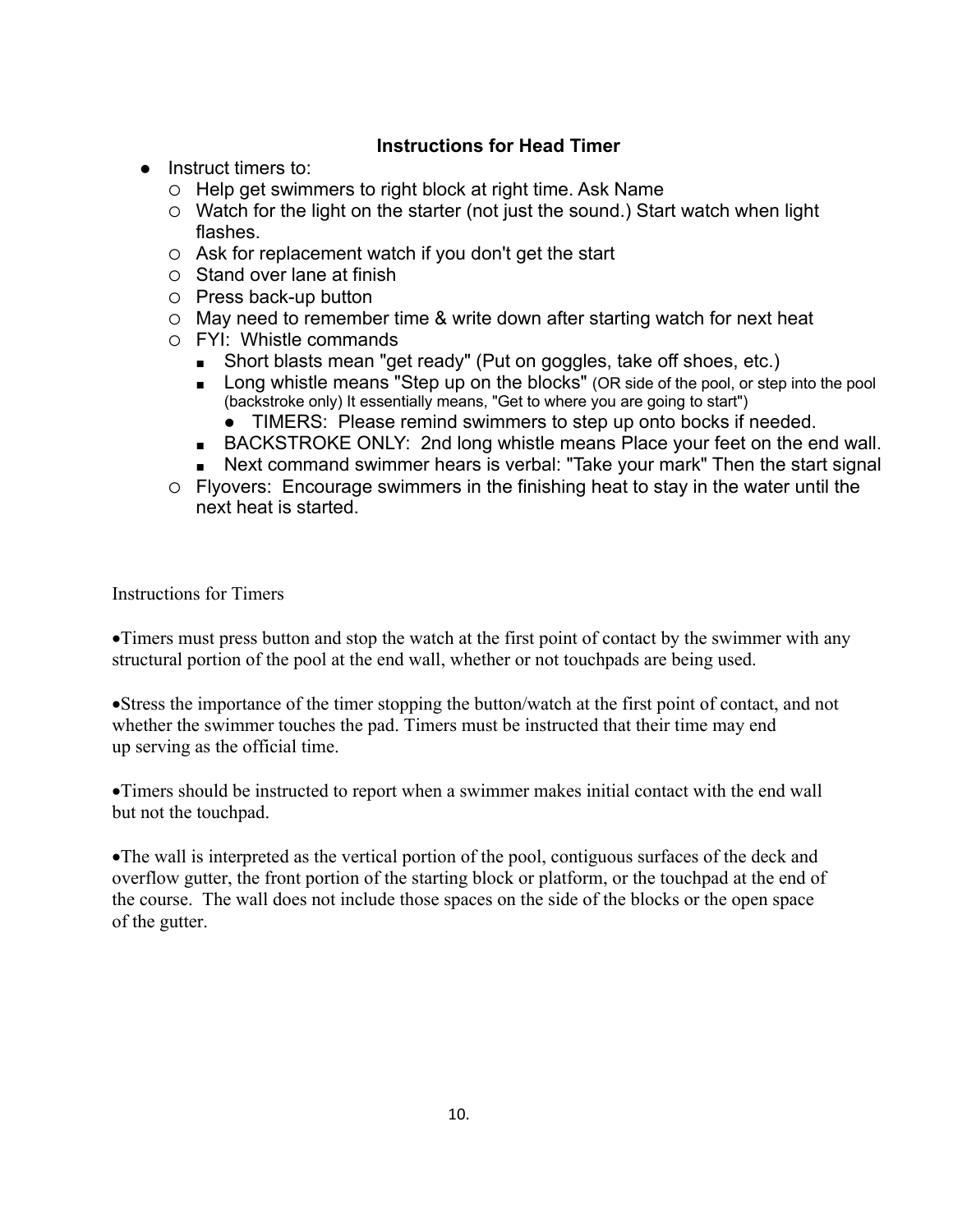**Instructions for Head Timer**

- Instruct timers to:
  - Help get swimmers to right block at right time. Ask Name
  - Watch for the light on the starter (not just the sound.) Start watch when light flashes.
  - Ask for replacement watch if you don't get the start
  - Stand over lane at finish
  - Press back-up button
  - May need to remember time & write down after starting watch for next heat
  - FYI: Whistle commands
    - Short blasts mean "get ready" (Put on goggles, take off shoes, etc.)
    - Long whistle means "Step up on the blocks" (OR side of the pool, or step into the pool (backstroke only) It essentially means, "Get to where you are going to start")
      - TIMERS: Please remind swimmers to step up onto bocks if needed.
    - BACKSTROKE ONLY: 2nd long whistle means Place your feet on the end wall.
    - Next command swimmer hears is verbal: "Take your mark" Then the start signal
  - Flyovers: Encourage swimmers in the finishing heat to stay in the water until the next heat is started.

Instructions for Timers

- Timers must press button and stop the watch at the first point of contact by the swimmer with any structural portion of the pool at the end wall, whether or not touchpads are being used.

- Stress the importance of the timer stopping the button/watch at the first point of contact, and not whether the swimmer touches the pad. Timers must be instructed that their time may end up serving as the official time.

- Timers should be instructed to report when a swimmer makes initial contact with the end wall but not the touchpad.

- The wall is interpreted as the vertical portion of the pool, contiguous surfaces of the deck and overflow gutter, the front portion of the starting block or platform, or the touchpad at the end of the course. The wall does not include those spaces on the side of the blocks or the open space of the gutter.